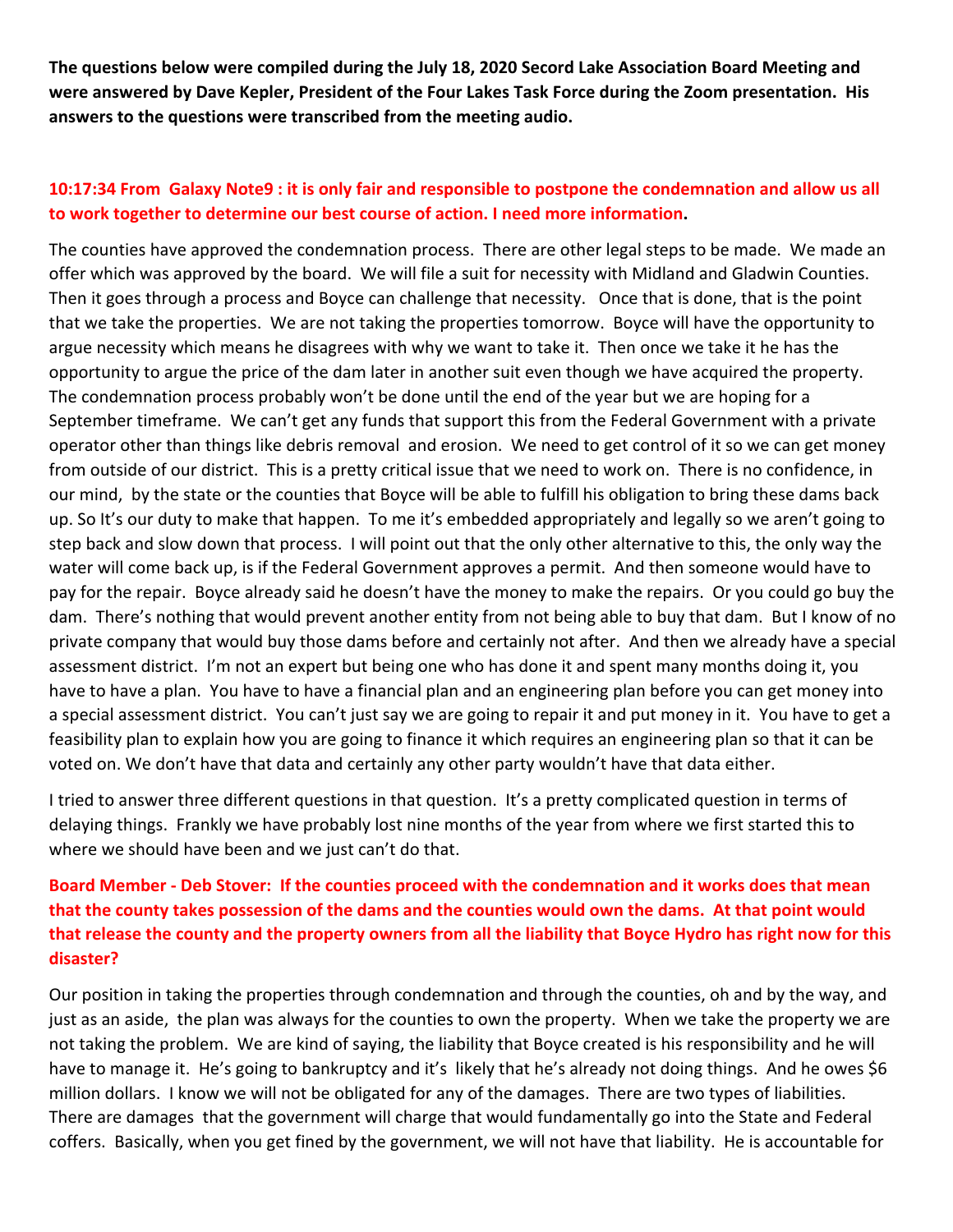**The questions below were compiled during the July 18, 2020 Secord Lake Association Board Meeting and were answered by Dave Kepler, President of the Four Lakes Task Force during the Zoom presentation. His answers to the questions were transcribed from the meeting audio.**

**10:17:34 From Galaxy Note9 : it is only fair and responsible to postpone the condemnation and allow us all to work together to determine our best course of action. I need more information.**

The counties have approved the condemnation process. There are other legal steps to be made. We made an offer which was approved by the board. We will file a suit for necessity with Midland and Gladwin Counties. Then it goes through a process and Boyce can challenge that necessity. Once that is done, that is the point that we take the properties. We are not taking the properties tomorrow. Boyce will have the opportunity to argue necessity which means he disagrees with why we want to take it. Then once we take it he has the opportunity to argue the price of the dam later in another suit even though we have acquired the property. The condemnation process probably won't be done until the end of the year but we are hoping for a September timeframe. We can't get any funds that support this from the Federal Government with a private operator other than things like debris removal and erosion. We need to get control of it so we can get money from outside of our district. This is a pretty critical issue that we need to work on. There is no confidence, in our mind, by the state or the counties that Boyce will be able to fulfill his obligation to bring these dams back up. So It's our duty to make that happen. To me it's embedded appropriately and legally so we aren't going to step back and slow down that process. I will point out that the only other alternative to this, the only way the water will come back up, is if the Federal Government approves a permit. And then someone would have to pay for the repair. Boyce already said he doesn't have the money to make the repairs. Or you could go buy the dam. There's nothing that would prevent another entity from not being able to buy that dam. But I know of no private company that would buy those dams before and certainly not after. And then we already have a special assessment district. I'm not an expert but being one who has done it and spent many months doing it, you have to have a plan. You have to have a financial plan and an engineering plan before you can get money into a special assessment district. You can't just say we are going to repair it and put money in it. You have to get a feasibility plan to explain how you are going to finance it which requires an engineering plan so that it can be voted on. We don't have that data and certainly any other party wouldn't have that data either.

I tried to answer three different questions in that question. It's a pretty complicated question in terms of delaying things. Frankly we have probably lost nine months of the year from where we first started this to where we should have been and we just can't do that.

**Board Member - Deb Stover: If the counties proceed with the condemnation and it works does that mean that the county takes possession of the dams and the counties would own the dams. At that point would that release the county and the property owners from all the liability that Boyce Hydro has right now for this disaster?**

Our position in taking the properties through condemnation and through the counties, oh and by the way, and just as an aside, the plan was always for the counties to own the property. When we take the property we are not taking the problem. We are kind of saying, the liability that Boyce created is his responsibility and he will have to manage it. He's going to bankruptcy and it's likely that he's already not doing things. And he owes $6 million dollars. I know we will not be obligated for any of the damages. There are two types of liabilities. There are damages that the government will charge that would fundamentally go into the State and Federal coffers. Basically, when you get fined by the government, we will not have that liability. He is accountable for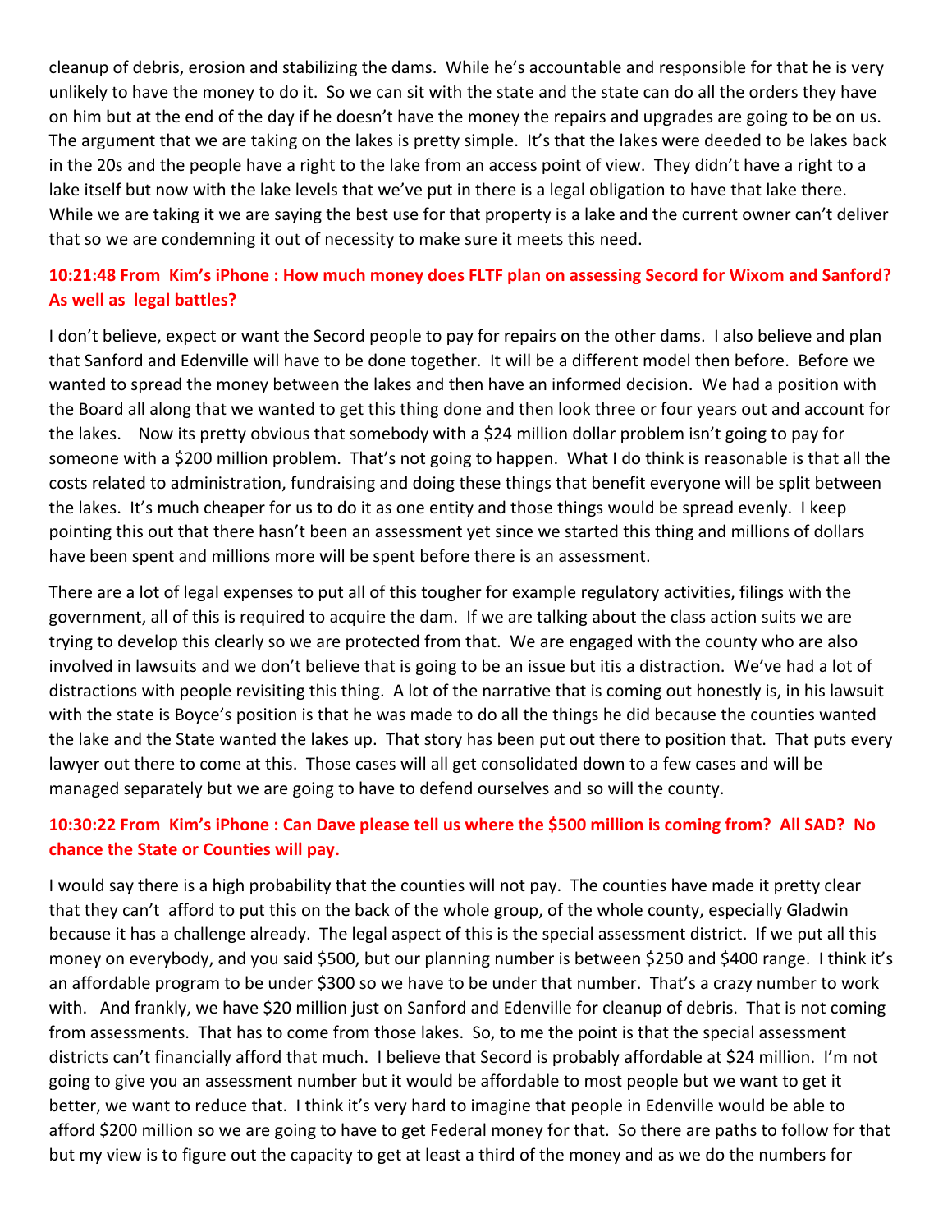cleanup of debris, erosion and stabilizing the dams. While he's accountable and responsible for that he is very unlikely to have the money to do it. So we can sit with the state and the state can do all the orders they have on him but at the end of the day if he doesn't have the money the repairs and upgrades are going to be on us. The argument that we are taking on the lakes is pretty simple. It's that the lakes were deeded to be lakes back in the 20s and the people have a right to the lake from an access point of view. They didn't have a right to a lake itself but now with the lake levels that we've put in there is a legal obligation to have that lake there. While we are taking it we are saying the best use for that property is a lake and the current owner can't deliver that so we are condemning it out of necessity to make sure it meets this need.

**10:21:48 From Kim's iPhone : How much money does FLTF plan on assessing Secord for Wixom and Sanford? As well as legal battles?**

I don't believe, expect or want the Secord people to pay for repairs on the other dams. I also believe and plan that Sanford and Edenville will have to be done together. It will be a different model then before. Before we wanted to spread the money between the lakes and then have an informed decision. We had a position with the Board all along that we wanted to get this thing done and then look three or four years out and account for the lakes. Now its pretty obvious that somebody with a $24 million dollar problem isn't going to pay for someone with a $200 million problem. That's not going to happen. What I do think is reasonable is that all the costs related to administration, fundraising and doing these things that benefit everyone will be split between the lakes. It's much cheaper for us to do it as one entity and those things would be spread evenly. I keep pointing this out that there hasn't been an assessment yet since we started this thing and millions of dollars have been spent and millions more will be spent before there is an assessment.

There are a lot of legal expenses to put all of this tougher for example regulatory activities, filings with the government, all of this is required to acquire the dam. If we are talking about the class action suits we are trying to develop this clearly so we are protected from that. We are engaged with the county who are also involved in lawsuits and we don't believe that is going to be an issue but itis a distraction. We've had a lot of distractions with people revisiting this thing. A lot of the narrative that is coming out honestly is, in his lawsuit with the state is Boyce's position is that he was made to do all the things he did because the counties wanted the lake and the State wanted the lakes up. That story has been put out there to position that. That puts every lawyer out there to come at this. Those cases will all get consolidated down to a few cases and will be managed separately but we are going to have to defend ourselves and so will the county.

**10:30:22 From Kim's iPhone : Can Dave please tell us where the $500 million is coming from? All SAD? No chance the State or Counties will pay.**

I would say there is a high probability that the counties will not pay. The counties have made it pretty clear that they can't afford to put this on the back of the whole group, of the whole county, especially Gladwin because it has a challenge already. The legal aspect of this is the special assessment district. If we put all this money on everybody, and you said $500, but our planning number is between $250 and $400 range. I think it's an affordable program to be under $300 so we have to be under that number. That's a crazy number to work with. And frankly, we have $20 million just on Sanford and Edenville for cleanup of debris. That is not coming from assessments. That has to come from those lakes. So, to me the point is that the special assessment districts can't financially afford that much. I believe that Secord is probably affordable at $24 million. I'm not going to give you an assessment number but it would be affordable to most people but we want to get it better, we want to reduce that. I think it's very hard to imagine that people in Edenville would be able to afford $200 million so we are going to have to get Federal money for that. So there are paths to follow for that but my view is to figure out the capacity to get at least a third of the money and as we do the numbers for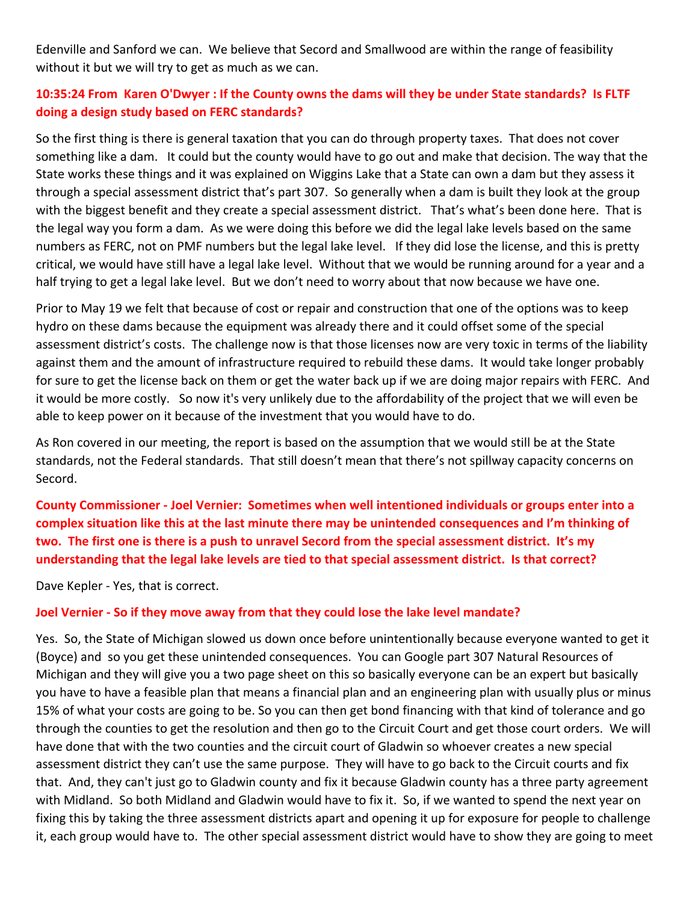Edenville and Sanford we can. We believe that Secord and Smallwood are within the range of feasibility without it but we will try to get as much as we can.

**10:35:24 From Karen O'Dwyer : If the County owns the dams will they be under State standards? Is FLTF doing a design study based on FERC standards?**

So the first thing is there is general taxation that you can do through property taxes. That does not cover something like a dam. It could but the county would have to go out and make that decision. The way that the State works these things and it was explained on Wiggins Lake that a State can own a dam but they assess it through a special assessment district that's part 307. So generally when a dam is built they look at the group with the biggest benefit and they create a special assessment district. That's what's been done here. That is the legal way you form a dam. As we were doing this before we did the legal lake levels based on the same numbers as FERC, not on PMF numbers but the legal lake level. If they did lose the license, and this is pretty critical, we would have still have a legal lake level. Without that we would be running around for a year and a half trying to get a legal lake level. But we don't need to worry about that now because we have one.

Prior to May 19 we felt that because of cost or repair and construction that one of the options was to keep hydro on these dams because the equipment was already there and it could offset some of the special assessment district's costs. The challenge now is that those licenses now are very toxic in terms of the liability against them and the amount of infrastructure required to rebuild these dams. It would take longer probably for sure to get the license back on them or get the water back up if we are doing major repairs with FERC. And it would be more costly. So now it's very unlikely due to the affordability of the project that we will even be able to keep power on it because of the investment that you would have to do.

As Ron covered in our meeting, the report is based on the assumption that we would still be at the State standards, not the Federal standards. That still doesn't mean that there's not spillway capacity concerns on Secord.

**County Commissioner - Joel Vernier: Sometimes when well intentioned individuals or groups enter into a complex situation like this at the last minute there may be unintended consequences and I'm thinking of two. The first one is there is a push to unravel Secord from the special assessment district. It's my understanding that the legal lake levels are tied to that special assessment district. Is that correct?**

Dave Kepler - Yes, that is correct.

**Joel Vernier - So if they move away from that they could lose the lake level mandate?**

Yes. So, the State of Michigan slowed us down once before unintentionally because everyone wanted to get it (Boyce) and so you get these unintended consequences. You can Google part 307 Natural Resources of Michigan and they will give you a two page sheet on this so basically everyone can be an expert but basically you have to have a feasible plan that means a financial plan and an engineering plan with usually plus or minus 15% of what your costs are going to be. So you can then get bond financing with that kind of tolerance and go through the counties to get the resolution and then go to the Circuit Court and get those court orders. We will have done that with the two counties and the circuit court of Gladwin so whoever creates a new special assessment district they can't use the same purpose. They will have to go back to the Circuit courts and fix that. And, they can't just go to Gladwin county and fix it because Gladwin county has a three party agreement with Midland. So both Midland and Gladwin would have to fix it. So, if we wanted to spend the next year on fixing this by taking the three assessment districts apart and opening it up for exposure for people to challenge it, each group would have to. The other special assessment district would have to show they are going to meet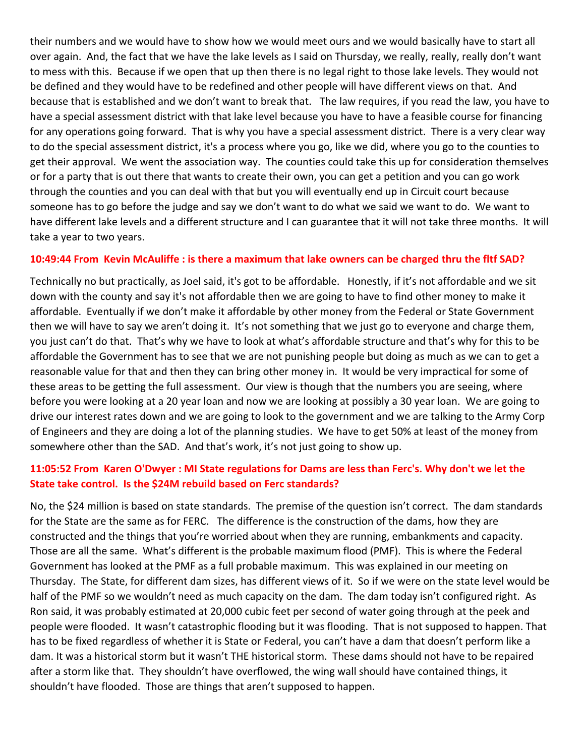their numbers and we would have to show how we would meet ours and we would basically have to start all over again. And, the fact that we have the lake levels as I said on Thursday, we really, really, really don't want to mess with this. Because if we open that up then there is no legal right to those lake levels. They would not be defined and they would have to be redefined and other people will have different views on that. And because that is established and we don't want to break that. The law requires, if you read the law, you have to have a special assessment district with that lake level because you have to have a feasible course for financing for any operations going forward. That is why you have a special assessment district. There is a very clear way to do the special assessment district, it's a process where you go, like we did, where you go to the counties to get their approval. We went the association way. The counties could take this up for consideration themselves or for a party that is out there that wants to create their own, you can get a petition and you can go work through the counties and you can deal with that but you will eventually end up in Circuit court because someone has to go before the judge and say we don't want to do what we said we want to do. We want to have different lake levels and a different structure and I can guarantee that it will not take three months. It will take a year to two years.

**10:49:44 From Kevin McAuliffe : is there a maximum that lake owners can be charged thru the fltf SAD?**

Technically no but practically, as Joel said, it's got to be affordable. Honestly, if it's not affordable and we sit down with the county and say it's not affordable then we are going to have to find other money to make it affordable. Eventually if we don't make it affordable by other money from the Federal or State Government then we will have to say we aren't doing it. It's not something that we just go to everyone and charge them, you just can't do that. That's why we have to look at what's affordable structure and that's why for this to be affordable the Government has to see that we are not punishing people but doing as much as we can to get a reasonable value for that and then they can bring other money in. It would be very impractical for some of these areas to be getting the full assessment. Our view is though that the numbers you are seeing, where before you were looking at a 20 year loan and now we are looking at possibly a 30 year loan. We are going to drive our interest rates down and we are going to look to the government and we are talking to the Army Corp of Engineers and they are doing a lot of the planning studies. We have to get 50% at least of the money from somewhere other than the SAD. And that's work, it's not just going to show up.

**11:05:52 From Karen O'Dwyer : MI State regulations for Dams are less than Ferc's. Why don't we let the State take control. Is the $24M rebuild based on Ferc standards?**

No, the $24 million is based on state standards. The premise of the question isn't correct. The dam standards for the State are the same as for FERC. The difference is the construction of the dams, how they are constructed and the things that you're worried about when they are running, embankments and capacity. Those are all the same. What's different is the probable maximum flood (PMF). This is where the Federal Government has looked at the PMF as a full probable maximum. This was explained in our meeting on Thursday. The State, for different dam sizes, has different views of it. So if we were on the state level would be half of the PMF so we wouldn't need as much capacity on the dam. The dam today isn't configured right. As Ron said, it was probably estimated at 20,000 cubic feet per second of water going through at the peek and people were flooded. It wasn't catastrophic flooding but it was flooding. That is not supposed to happen. That has to be fixed regardless of whether it is State or Federal, you can't have a dam that doesn't perform like a dam. It was a historical storm but it wasn't THE historical storm. These dams should not have to be repaired after a storm like that. They shouldn't have overflowed, the wing wall should have contained things, it shouldn't have flooded. Those are things that aren't supposed to happen.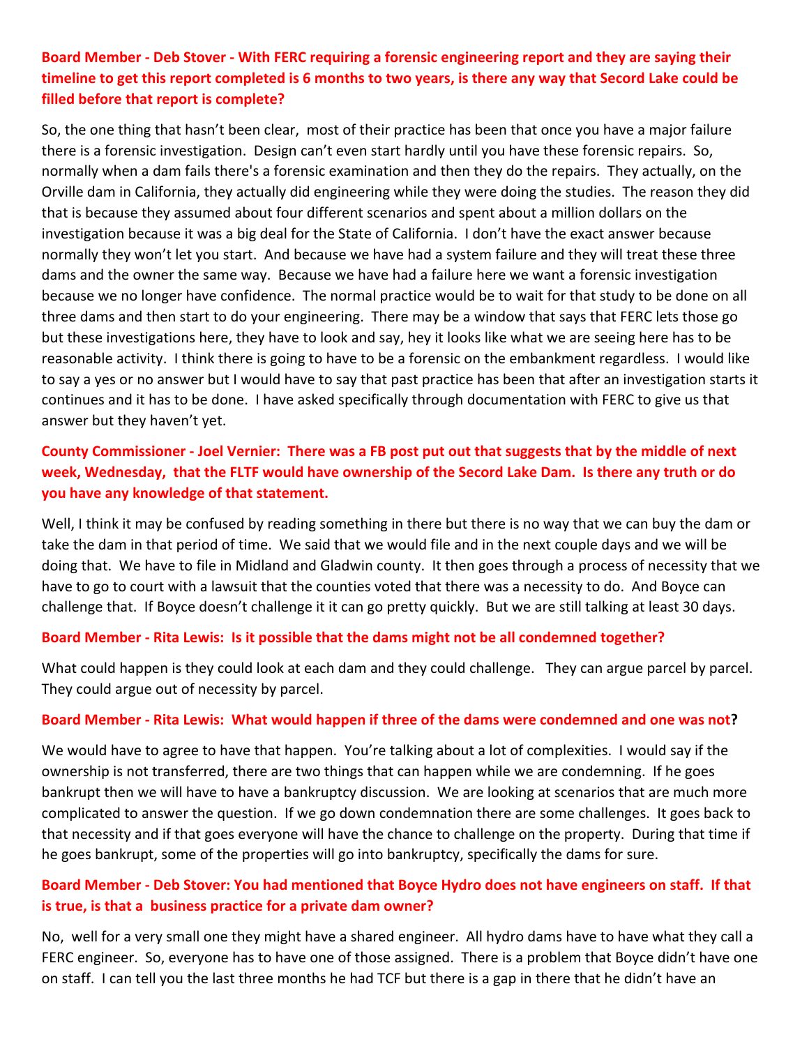**Board Member - Deb Stover - With FERC requiring a forensic engineering report and they are saying their timeline to get this report completed is 6 months to two years, is there any way that Secord Lake could be filled before that report is complete?**

So, the one thing that hasn't been clear, most of their practice has been that once you have a major failure there is a forensic investigation. Design can't even start hardly until you have these forensic repairs. So, normally when a dam fails there's a forensic examination and then they do the repairs. They actually, on the Orville dam in California, they actually did engineering while they were doing the studies. The reason they did that is because they assumed about four different scenarios and spent about a million dollars on the investigation because it was a big deal for the State of California. I don't have the exact answer because normally they won't let you start. And because we have had a system failure and they will treat these three dams and the owner the same way. Because we have had a failure here we want a forensic investigation because we no longer have confidence. The normal practice would be to wait for that study to be done on all three dams and then start to do your engineering. There may be a window that says that FERC lets those go but these investigations here, they have to look and say, hey it looks like what we are seeing here has to be reasonable activity. I think there is going to have to be a forensic on the embankment regardless. I would like to say a yes or no answer but I would have to say that past practice has been that after an investigation starts it continues and it has to be done. I have asked specifically through documentation with FERC to give us that answer but they haven't yet.

**County Commissioner - Joel Vernier: There was a FB post put out that suggests that by the middle of next week, Wednesday, that the FLTF would have ownership of the Secord Lake Dam. Is there any truth or do you have any knowledge of that statement.**

Well, I think it may be confused by reading something in there but there is no way that we can buy the dam or take the dam in that period of time. We said that we would file and in the next couple days and we will be doing that. We have to file in Midland and Gladwin county. It then goes through a process of necessity that we have to go to court with a lawsuit that the counties voted that there was a necessity to do. And Boyce can challenge that. If Boyce doesn't challenge it it can go pretty quickly. But we are still talking at least 30 days.

**Board Member - Rita Lewis: Is it possible that the dams might not be all condemned together?**

What could happen is they could look at each dam and they could challenge. They can argue parcel by parcel. They could argue out of necessity by parcel.

**Board Member - Rita Lewis: What would happen if three of the dams were condemned and one was not?**

We would have to agree to have that happen. You're talking about a lot of complexities. I would say if the ownership is not transferred, there are two things that can happen while we are condemning. If he goes bankrupt then we will have to have a bankruptcy discussion. We are looking at scenarios that are much more complicated to answer the question. If we go down condemnation there are some challenges. It goes back to that necessity and if that goes everyone will have the chance to challenge on the property. During that time if he goes bankrupt, some of the properties will go into bankruptcy, specifically the dams for sure.

**Board Member - Deb Stover: You had mentioned that Boyce Hydro does not have engineers on staff. If that is true, is that a business practice for a private dam owner?**

No, well for a very small one they might have a shared engineer. All hydro dams have to have what they call a FERC engineer. So, everyone has to have one of those assigned. There is a problem that Boyce didn't have one on staff. I can tell you the last three months he had TCF but there is a gap in there that he didn't have an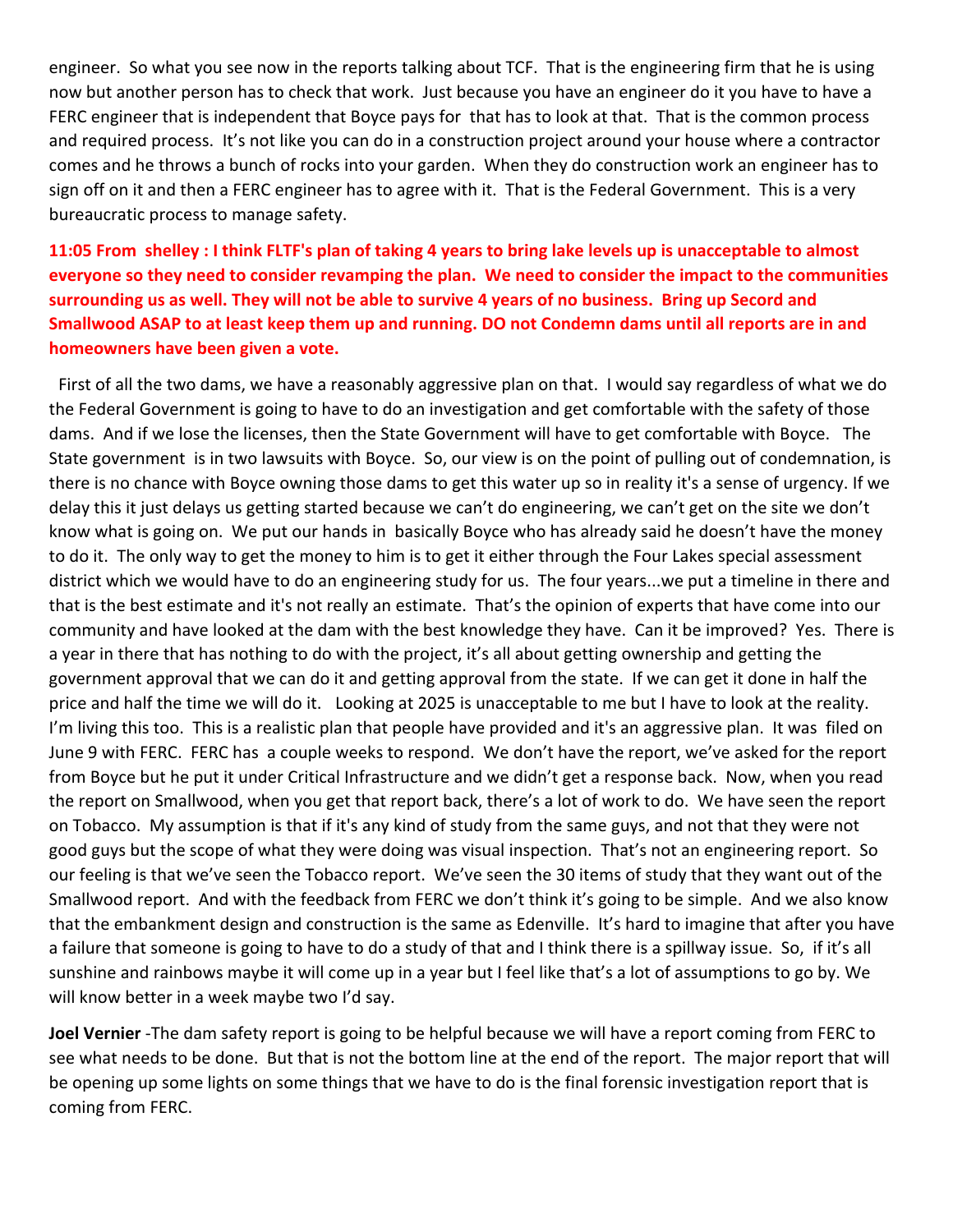engineer. So what you see now in the reports talking about TCF. That is the engineering firm that he is using now but another person has to check that work. Just because you have an engineer do it you have to have a FERC engineer that is independent that Boyce pays for that has to look at that. That is the common process and required process. It's not like you can do in a construction project around your house where a contractor comes and he throws a bunch of rocks into your garden. When they do construction work an engineer has to sign off on it and then a FERC engineer has to agree with it. That is the Federal Government. This is a very bureaucratic process to manage safety.

**11:05 From shelley : I think FLTF's plan of taking 4 years to bring lake levels up is unacceptable to almost everyone so they need to consider revamping the plan. We need to consider the impact to the communities surrounding us as well. They will not be able to survive 4 years of no business. Bring up Secord and Smallwood ASAP to at least keep them up and running. DO not Condemn dams until all reports are in and homeowners have been given a vote.**

First of all the two dams, we have a reasonably aggressive plan on that. I would say regardless of what we do the Federal Government is going to have to do an investigation and get comfortable with the safety of those dams. And if we lose the licenses, then the State Government will have to get comfortable with Boyce. The State government is in two lawsuits with Boyce. So, our view is on the point of pulling out of condemnation, is there is no chance with Boyce owning those dams to get this water up so in reality it's a sense of urgency. If we delay this it just delays us getting started because we can't do engineering, we can't get on the site we don't know what is going on. We put our hands in basically Boyce who has already said he doesn't have the money to do it. The only way to get the money to him is to get it either through the Four Lakes special assessment district which we would have to do an engineering study for us. The four years...we put a timeline in there and that is the best estimate and it's not really an estimate. That's the opinion of experts that have come into our community and have looked at the dam with the best knowledge they have. Can it be improved? Yes. There is a year in there that has nothing to do with the project, it's all about getting ownership and getting the government approval that we can do it and getting approval from the state. If we can get it done in half the price and half the time we will do it. Looking at 2025 is unacceptable to me but I have to look at the reality. I'm living this too. This is a realistic plan that people have provided and it's an aggressive plan. It was filed on June 9 with FERC. FERC has a couple weeks to respond. We don't have the report, we've asked for the report from Boyce but he put it under Critical Infrastructure and we didn't get a response back. Now, when you read the report on Smallwood, when you get that report back, there's a lot of work to do. We have seen the report on Tobacco. My assumption is that if it's any kind of study from the same guys, and not that they were not good guys but the scope of what they were doing was visual inspection. That's not an engineering report. So our feeling is that we've seen the Tobacco report. We've seen the 30 items of study that they want out of the Smallwood report. And with the feedback from FERC we don't think it's going to be simple. And we also know that the embankment design and construction is the same as Edenville. It's hard to imagine that after you have a failure that someone is going to have to do a study of that and I think there is a spillway issue. So, if it's all sunshine and rainbows maybe it will come up in a year but I feel like that's a lot of assumptions to go by. We will know better in a week maybe two I'd say.

**Joel Vernier** -The dam safety report is going to be helpful because we will have a report coming from FERC to see what needs to be done. But that is not the bottom line at the end of the report. The major report that will be opening up some lights on some things that we have to do is the final forensic investigation report that is coming from FERC.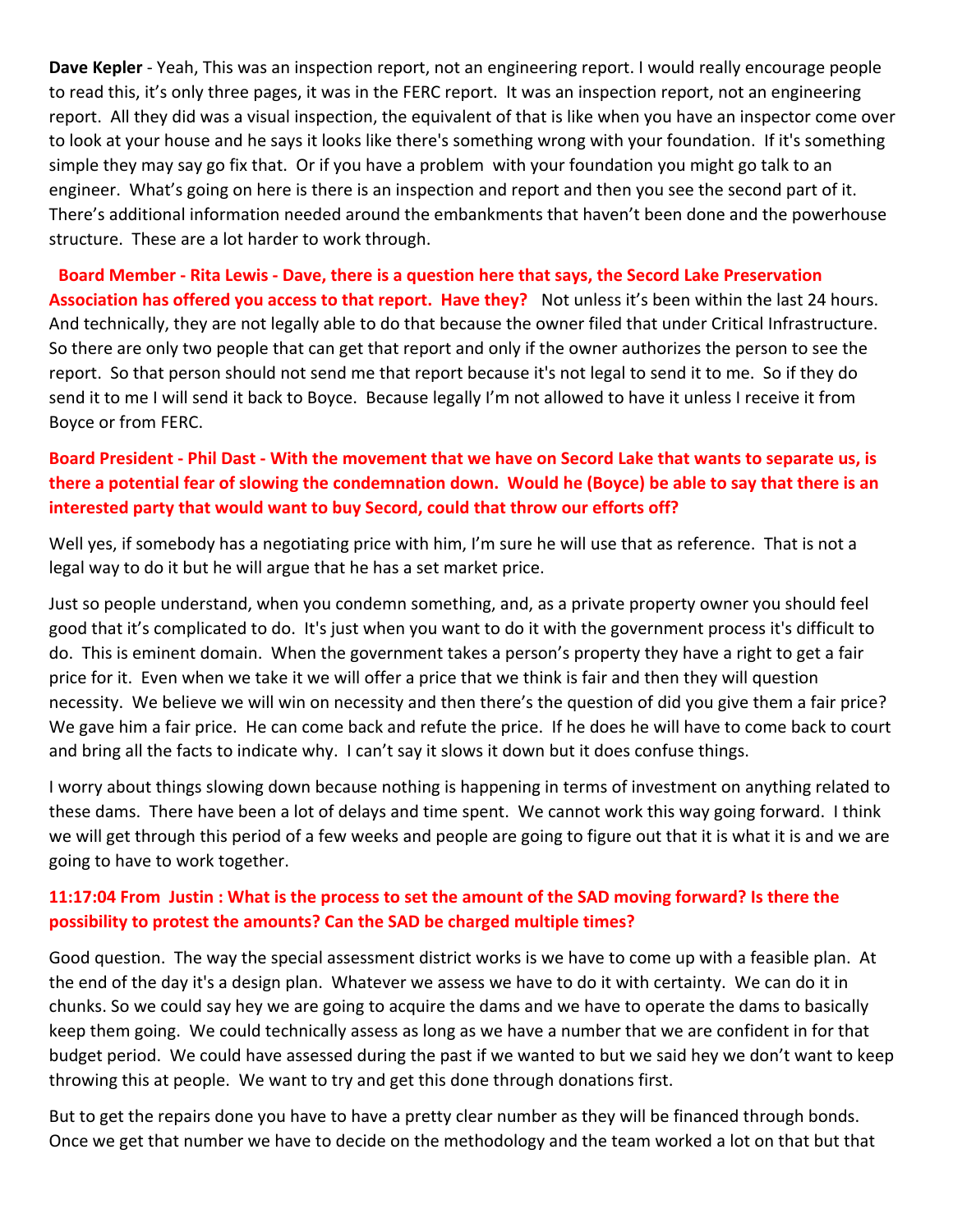**Dave Kepler** - Yeah, This was an inspection report, not an engineering report. I would really encourage people to read this, it's only three pages, it was in the FERC report. It was an inspection report, not an engineering report. All they did was a visual inspection, the equivalent of that is like when you have an inspector come over to look at your house and he says it looks like there's something wrong with your foundation. If it's something simple they may say go fix that. Or if you have a problem with your foundation you might go talk to an engineer. What's going on here is there is an inspection and report and then you see the second part of it. There's additional information needed around the embankments that haven't been done and the powerhouse structure. These are a lot harder to work through.

**Board Member - Rita Lewis - Dave, there is a question here that says, the Secord Lake Preservation Association has offered you access to that report. Have they?** Not unless it's been within the last 24 hours. And technically, they are not legally able to do that because the owner filed that under Critical Infrastructure. So there are only two people that can get that report and only if the owner authorizes the person to see the report. So that person should not send me that report because it's not legal to send it to me. So if they do send it to me I will send it back to Boyce. Because legally I'm not allowed to have it unless I receive it from Boyce or from FERC.

**Board President - Phil Dast - With the movement that we have on Secord Lake that wants to separate us, is there a potential fear of slowing the condemnation down. Would he (Boyce) be able to say that there is an interested party that would want to buy Secord, could that throw our efforts off?**

Well yes, if somebody has a negotiating price with him, I'm sure he will use that as reference. That is not a legal way to do it but he will argue that he has a set market price.

Just so people understand, when you condemn something, and, as a private property owner you should feel good that it's complicated to do. It's just when you want to do it with the government process it's difficult to do. This is eminent domain. When the government takes a person's property they have a right to get a fair price for it. Even when we take it we will offer a price that we think is fair and then they will question necessity. We believe we will win on necessity and then there's the question of did you give them a fair price? We gave him a fair price. He can come back and refute the price. If he does he will have to come back to court and bring all the facts to indicate why. I can't say it slows it down but it does confuse things.

I worry about things slowing down because nothing is happening in terms of investment on anything related to these dams. There have been a lot of delays and time spent. We cannot work this way going forward. I think we will get through this period of a few weeks and people are going to figure out that it is what it is and we are going to have to work together.

**11:17:04 From Justin : What is the process to set the amount of the SAD moving forward? Is there the possibility to protest the amounts? Can the SAD be charged multiple times?**

Good question. The way the special assessment district works is we have to come up with a feasible plan. At the end of the day it's a design plan. Whatever we assess we have to do it with certainty. We can do it in chunks. So we could say hey we are going to acquire the dams and we have to operate the dams to basically keep them going. We could technically assess as long as we have a number that we are confident in for that budget period. We could have assessed during the past if we wanted to but we said hey we don't want to keep throwing this at people. We want to try and get this done through donations first.

But to get the repairs done you have to have a pretty clear number as they will be financed through bonds. Once we get that number we have to decide on the methodology and the team worked a lot on that but that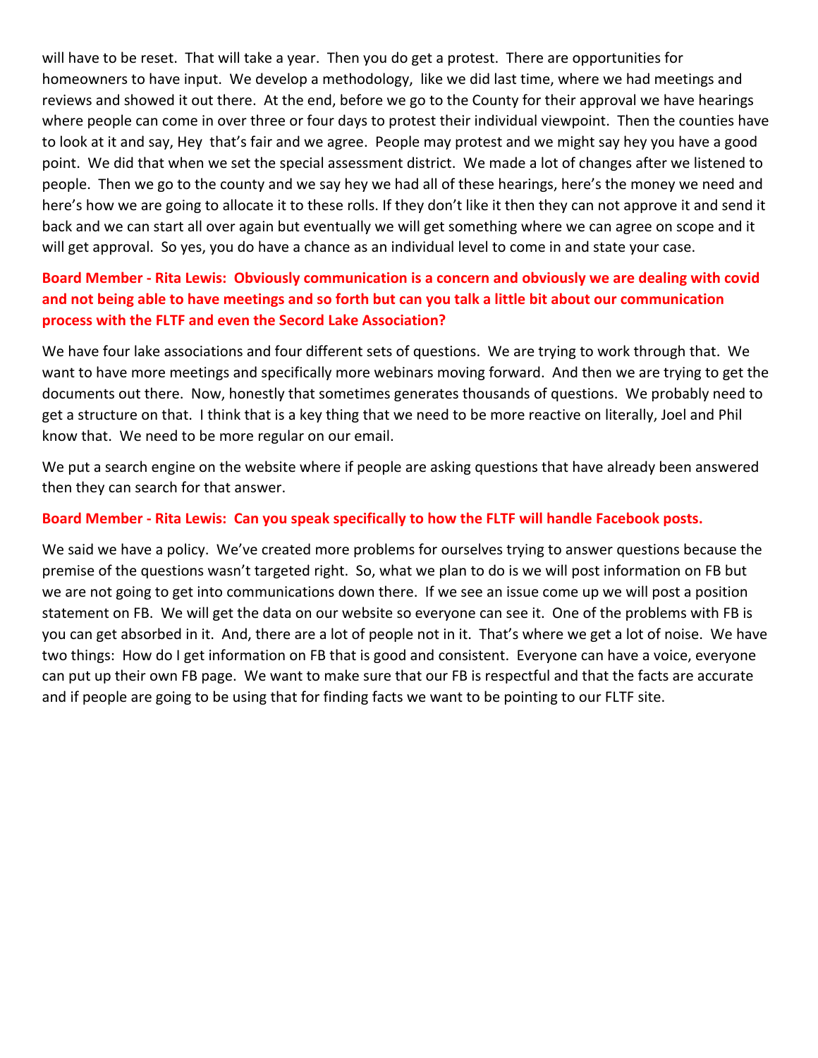will have to be reset. That will take a year. Then you do get a protest. There are opportunities for homeowners to have input. We develop a methodology, like we did last time, where we had meetings and reviews and showed it out there. At the end, before we go to the County for their approval we have hearings where people can come in over three or four days to protest their individual viewpoint. Then the counties have to look at it and say, Hey that's fair and we agree. People may protest and we might say hey you have a good point. We did that when we set the special assessment district. We made a lot of changes after we listened to people. Then we go to the county and we say hey we had all of these hearings, here's the money we need and here's how we are going to allocate it to these rolls. If they don't like it then they can not approve it and send it back and we can start all over again but eventually we will get something where we can agree on scope and it will get approval. So yes, you do have a chance as an individual level to come in and state your case.

**Board Member - Rita Lewis: Obviously communication is a concern and obviously we are dealing with covid and not being able to have meetings and so forth but can you talk a little bit about our communication process with the FLTF and even the Secord Lake Association?**

We have four lake associations and four different sets of questions. We are trying to work through that. We want to have more meetings and specifically more webinars moving forward. And then we are trying to get the documents out there. Now, honestly that sometimes generates thousands of questions. We probably need to get a structure on that. I think that is a key thing that we need to be more reactive on literally, Joel and Phil know that. We need to be more regular on our email.

We put a search engine on the website where if people are asking questions that have already been answered then they can search for that answer.

**Board Member - Rita Lewis: Can you speak specifically to how the FLTF will handle Facebook posts.**

We said we have a policy. We've created more problems for ourselves trying to answer questions because the premise of the questions wasn't targeted right. So, what we plan to do is we will post information on FB but we are not going to get into communications down there. If we see an issue come up we will post a position statement on FB. We will get the data on our website so everyone can see it. One of the problems with FB is you can get absorbed in it. And, there are a lot of people not in it. That's where we get a lot of noise. We have two things: How do I get information on FB that is good and consistent. Everyone can have a voice, everyone can put up their own FB page. We want to make sure that our FB is respectful and that the facts are accurate and if people are going to be using that for finding facts we want to be pointing to our FLTF site.